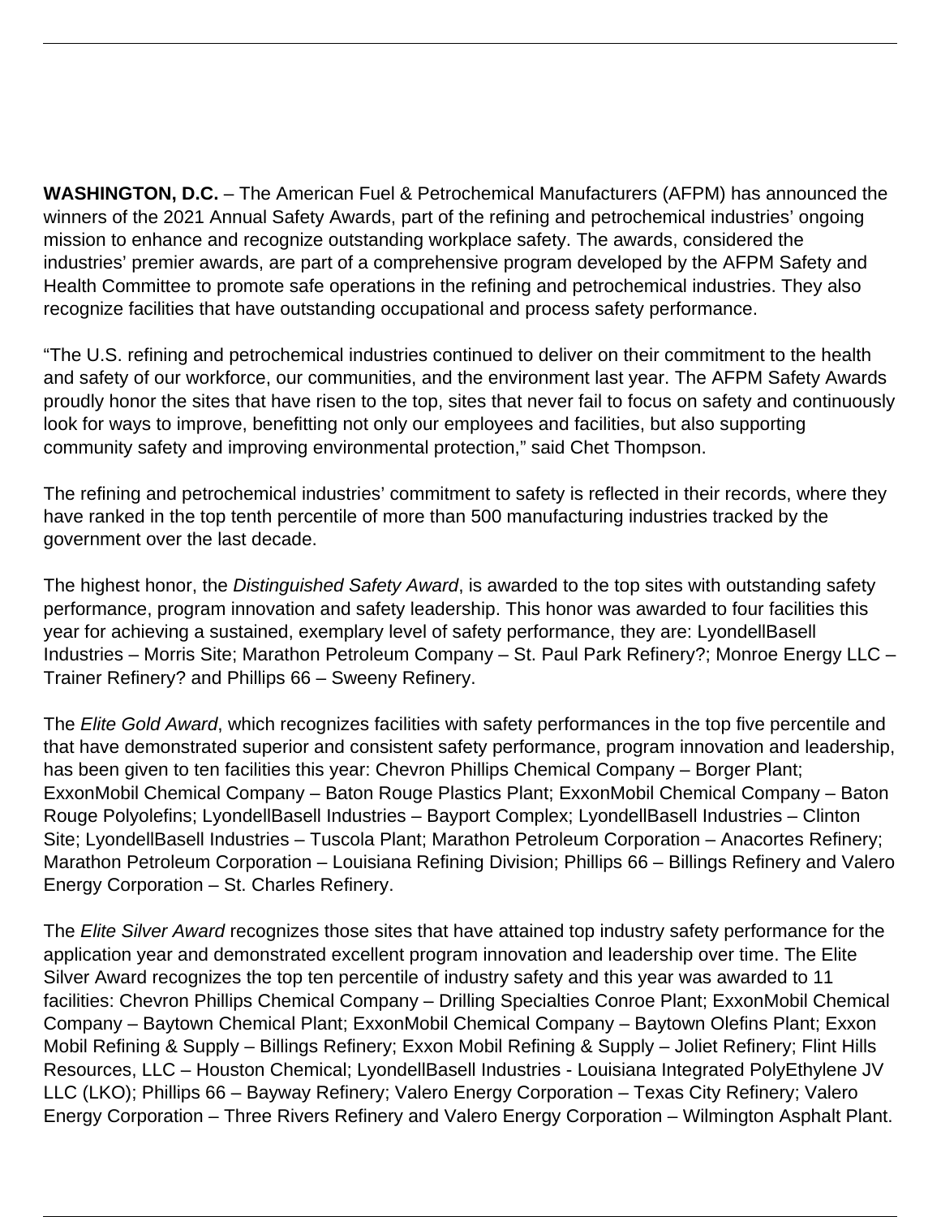**WASHINGTON, D.C.** – The American Fuel & Petrochemical Manufacturers (AFPM) has announced the winners of the 2021 Annual Safety Awards, part of the refining and petrochemical industries' ongoing mission to enhance and recognize outstanding workplace safety. The awards, considered the industries' premier awards, are part of a comprehensive program developed by the AFPM Safety and Health Committee to promote safe operations in the refining and petrochemical industries. They also recognize facilities that have outstanding occupational and process safety performance.

"The U.S. refining and petrochemical industries continued to deliver on their commitment to the health and safety of our workforce, our communities, and the environment last year. The AFPM Safety Awards proudly honor the sites that have risen to the top, sites that never fail to focus on safety and continuously look for ways to improve, benefitting not only our employees and facilities, but also supporting community safety and improving environmental protection," said Chet Thompson.

The refining and petrochemical industries' commitment to safety is reflected in their records, where they have ranked in the top tenth percentile of more than 500 manufacturing industries tracked by the government over the last decade.

The highest honor, the *Distinguished Safety Award*, is awarded to the top sites with outstanding safety performance, program innovation and safety leadership. This honor was awarded to four facilities this year for achieving a sustained, exemplary level of safety performance, they are: LyondellBasell Industries – Morris Site; Marathon Petroleum Company – St. Paul Park Refinery?; Monroe Energy LLC – Trainer Refinery? and Phillips 66 – Sweeny Refinery.

The *Elite Gold Award*, which recognizes facilities with safety performances in the top five percentile and that have demonstrated superior and consistent safety performance, program innovation and leadership, has been given to ten facilities this year: Chevron Phillips Chemical Company – Borger Plant; ExxonMobil Chemical Company – Baton Rouge Plastics Plant; ExxonMobil Chemical Company – Baton Rouge Polyolefins; LyondellBasell Industries – Bayport Complex; LyondellBasell Industries – Clinton Site; LyondellBasell Industries – Tuscola Plant; Marathon Petroleum Corporation – Anacortes Refinery; Marathon Petroleum Corporation – Louisiana Refining Division; Phillips 66 – Billings Refinery and Valero Energy Corporation – St. Charles Refinery.

The *Elite Silver Award* recognizes those sites that have attained top industry safety performance for the application year and demonstrated excellent program innovation and leadership over time. The Elite Silver Award recognizes the top ten percentile of industry safety and this year was awarded to 11 facilities: Chevron Phillips Chemical Company – Drilling Specialties Conroe Plant; ExxonMobil Chemical Company – Baytown Chemical Plant; ExxonMobil Chemical Company – Baytown Olefins Plant; Exxon Mobil Refining & Supply – Billings Refinery; Exxon Mobil Refining & Supply – Joliet Refinery; Flint Hills Resources, LLC – Houston Chemical; LyondellBasell Industries - Louisiana Integrated PolyEthylene JV LLC (LKO); Phillips 66 – Bayway Refinery; Valero Energy Corporation – Texas City Refinery; Valero Energy Corporation – Three Rivers Refinery and Valero Energy Corporation – Wilmington Asphalt Plant.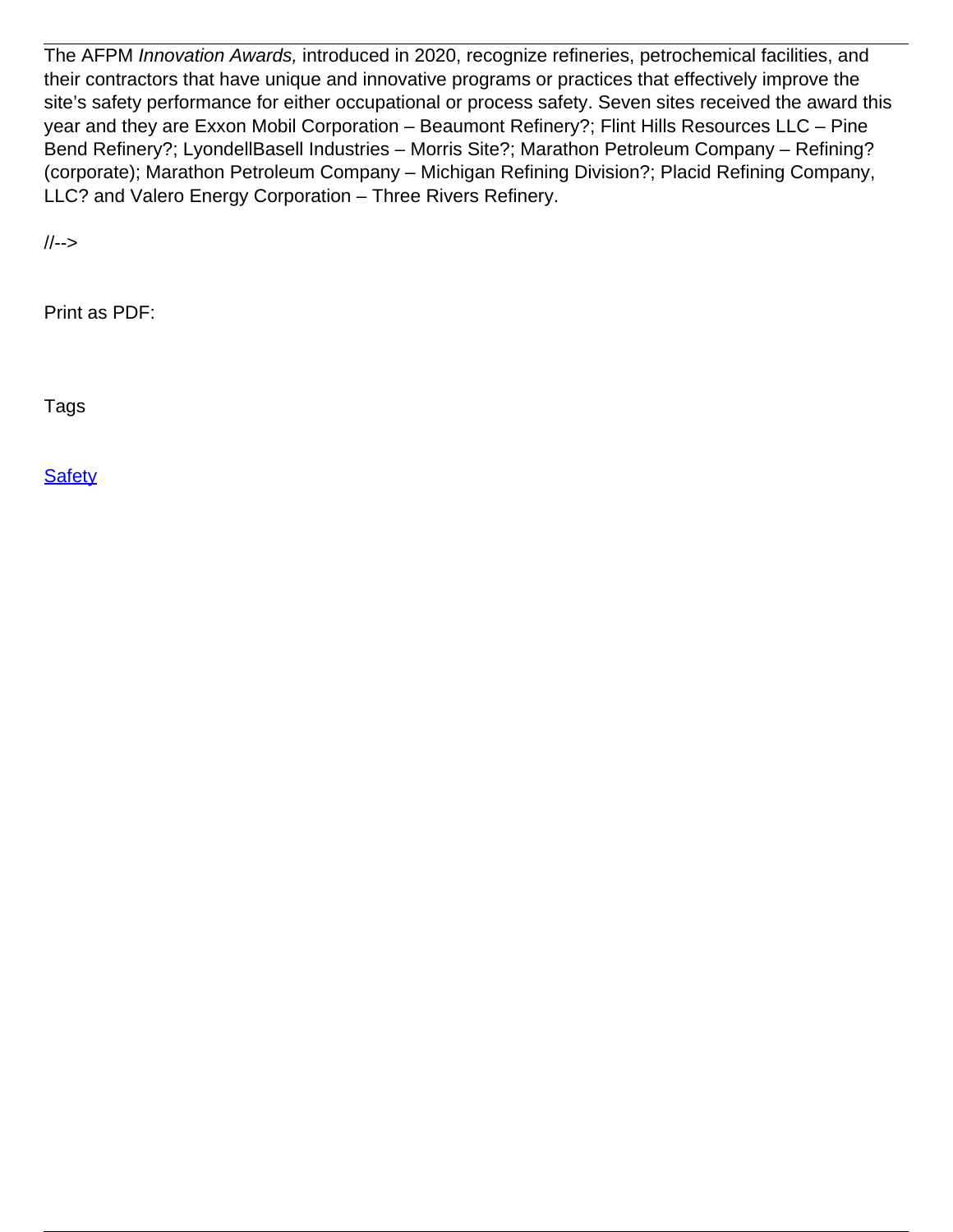The AFPM *Innovation Awards,* introduced in 2020, recognize refineries, petrochemical facilities, and their contractors that have unique and innovative programs or practices that effectively improve the site's safety performance for either occupational or process safety. Seven sites received the award this year and they are Exxon Mobil Corporation – Beaumont Refinery?; Flint Hills Resources LLC – Pine Bend Refinery?; LyondellBasell Industries – Morris Site?; Marathon Petroleum Company – Refining? (corporate); Marathon Petroleum Company – Michigan Refining Division?; Placid Refining Company, LLC? and Valero Energy Corporation – Three Rivers Refinery.

//-->

Print as PDF:

Tags

[Safety]